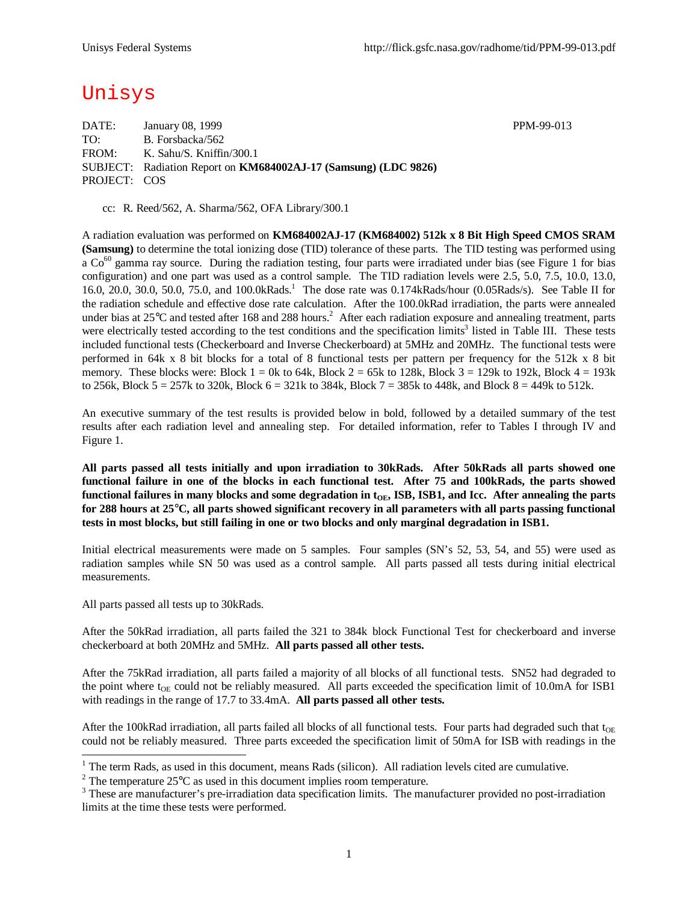# Unisys

DATE: January 08, 1999 PPM-99-013
TO: B. Forsbacka/562
FROM: K. Sahu/S. Kniffin/300.1
SUBJECT: Radiation Report on **KM684002AJ-17 (Samsung) (LDC 9826)**
PROJECT: COS

cc: R. Reed/562, A. Sharma/562, OFA Library/300.1

A radiation evaluation was performed on **KM684002AJ-17 (KM684002) 512k x 8 Bit High Speed CMOS SRAM (Samsung)** to determine the total ionizing dose (TID) tolerance of these parts. The TID testing was performed using a $Co^{60}$ gamma ray source. During the radiation testing, four parts were irradiated under bias (see Figure 1 for bias configuration) and one part was used as a control sample. The TID radiation levels were 2.5, 5.0, 7.5, 10.0, 13.0, 16.0, 20.0, 30.0, 50.0, 75.0, and 100.0kRads.[1] The dose rate was 0.174kRads/hour (0.05Rads/s). See Table II for the radiation schedule and effective dose rate calculation. After the 100.0kRad irradiation, the parts were annealed under bias at 25°C and tested after 168 and 288 hours.[2] After each radiation exposure and annealing treatment, parts were electrically tested according to the test conditions and the specification limits[3] listed in Table III. These tests included functional tests (Checkerboard and Inverse Checkerboard) at 5MHz and 20MHz. The functional tests were performed in 64k x 8 bit blocks for a total of 8 functional tests per pattern per frequency for the 512k x 8 bit memory. These blocks were: Block 1 = 0k to 64k, Block 2 = 65k to 128k, Block 3 = 129k to 192k, Block 4 = 193k to 256k, Block 5 = 257k to 320k, Block 6 = 321k to 384k, Block 7 = 385k to 448k, and Block 8 = 449k to 512k.

An executive summary of the test results is provided below in bold, followed by a detailed summary of the test results after each radiation level and annealing step. For detailed information, refer to Tables I through IV and Figure 1.

**All parts passed all tests initially and upon irradiation to 30kRads. After 50kRads all parts showed one functional failure in one of the blocks in each functional test. After 75 and 100kRads, the parts showed functional failures in many blocks and some degradation in $t_{OE}$, ISB, ISB1, and Icc. After annealing the parts for 288 hours at 25°C, all parts showed significant recovery in all parameters with all parts passing functional tests in most blocks, but still failing in one or two blocks and only marginal degradation in ISB1.**

Initial electrical measurements were made on 5 samples. Four samples (SN's 52, 53, 54, and 55) were used as radiation samples while SN 50 was used as a control sample. All parts passed all tests during initial electrical measurements.

All parts passed all tests up to 30kRads.

After the 50kRad irradiation, all parts failed the 321 to 384k block Functional Test for checkerboard and inverse checkerboard at both 20MHz and 5MHz. **All parts passed all other tests.**

After the 75kRad irradiation, all parts failed a majority of all blocks of all functional tests. SN52 had degraded to the point where $t_{OE}$ could not be reliably measured. All parts exceeded the specification limit of 10.0mA for ISB1 with readings in the range of 17.7 to 33.4mA. **All parts passed all other tests.**

After the 100kRad irradiation, all parts failed all blocks of all functional tests. Four parts had degraded such that $t_{OE}$ could not be reliably measured. Three parts exceeded the specification limit of 50mA for ISB with readings in the

[1] The term Rads, as used in this document, means Rads (silicon). All radiation levels cited are cumulative.

[2] The temperature 25°C as used in this document implies room temperature.

[3] These are manufacturer's pre-irradiation data specification limits. The manufacturer provided no post-irradiation limits at the time these tests were performed.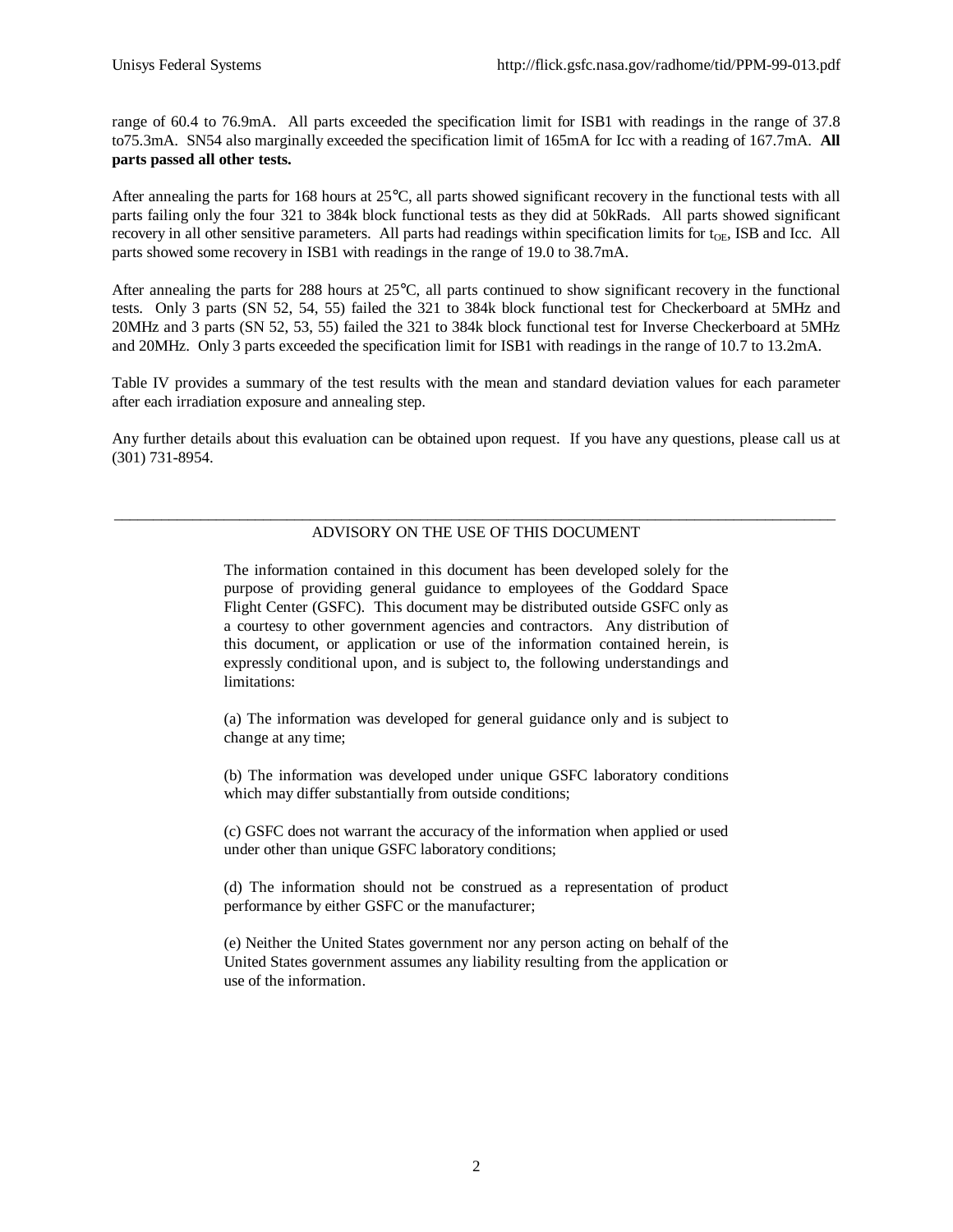range of 60.4 to 76.9mA. All parts exceeded the specification limit for ISB1 with readings in the range of 37.8 to75.3mA. SN54 also marginally exceeded the specification limit of 165mA for Icc with a reading of 167.7mA. **All parts passed all other tests.**

After annealing the parts for 168 hours at 25°C, all parts showed significant recovery in the functional tests with all parts failing only the four 321 to 384k block functional tests as they did at 50kRads. All parts showed significant recovery in all other sensitive parameters. All parts had readings within specification limits for $t_{OE}$, ISB and Icc. All parts showed some recovery in ISB1 with readings in the range of 19.0 to 38.7mA.

After annealing the parts for 288 hours at 25°C, all parts continued to show significant recovery in the functional tests. Only 3 parts (SN 52, 54, 55) failed the 321 to 384k block functional test for Checkerboard at 5MHz and 20MHz and 3 parts (SN 52, 53, 55) failed the 321 to 384k block functional test for Inverse Checkerboard at 5MHz and 20MHz. Only 3 parts exceeded the specification limit for ISB1 with readings in the range of 10.7 to 13.2mA.

Table IV provides a summary of the test results with the mean and standard deviation values for each parameter after each irradiation exposure and annealing step.

Any further details about this evaluation can be obtained upon request. If you have any questions, please call us at (301) 731-8954.

---

ADVISORY ON THE USE OF THIS DOCUMENT

The information contained in this document has been developed solely for the purpose of providing general guidance to employees of the Goddard Space Flight Center (GSFC). This document may be distributed outside GSFC only as a courtesy to other government agencies and contractors. Any distribution of this document, or application or use of the information contained herein, is expressly conditional upon, and is subject to, the following understandings and limitations:

(a) The information was developed for general guidance only and is subject to change at any time;

(b) The information was developed under unique GSFC laboratory conditions which may differ substantially from outside conditions;

(c) GSFC does not warrant the accuracy of the information when applied or used under other than unique GSFC laboratory conditions;

(d) The information should not be construed as a representation of product performance by either GSFC or the manufacturer;

(e) Neither the United States government nor any person acting on behalf of the United States government assumes any liability resulting from the application or use of the information.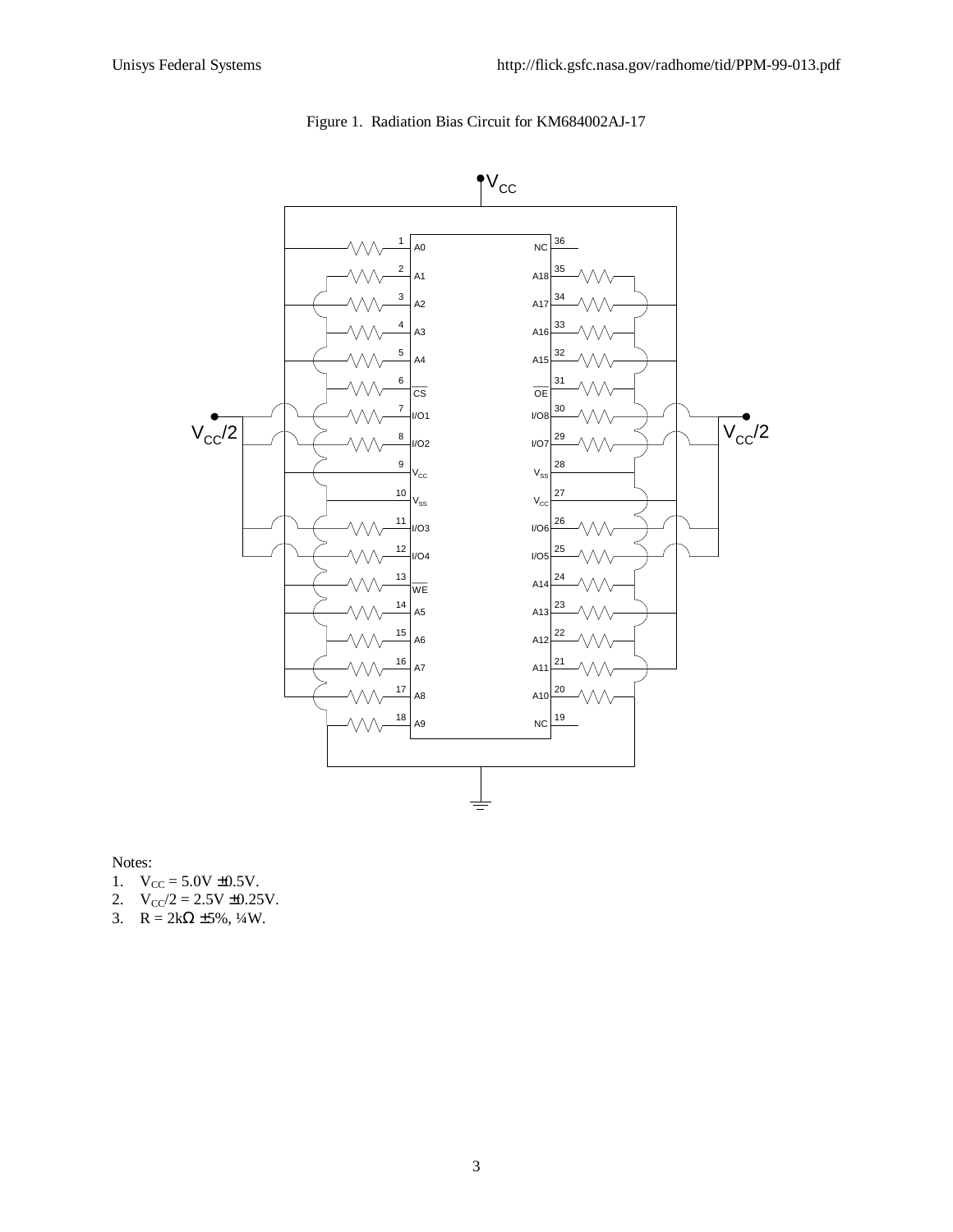Figure 1. Radiation Bias Circuit for KM684002AJ-17

Notes:

1. $V_{CC}$ = 5.0V ±0.5V.
2. $V_{CC}/2$ = 2.5V ±0.25V.
3. R = 2kΩ ±5%, ¼W.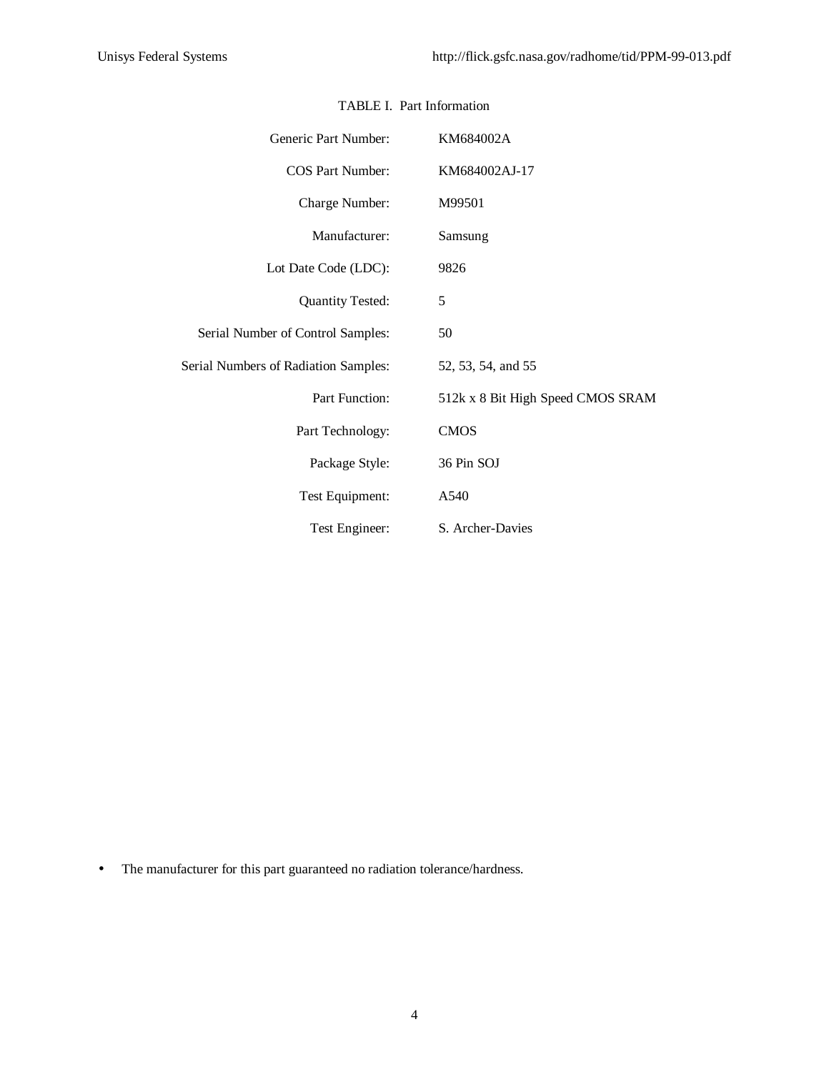TABLE I. Part Information

| | |
|---|---|
| Generic Part Number: | KM684002A |
| COS Part Number: | KM684002AJ-17 |
| Charge Number: | M99501 |
| Manufacturer: | Samsung |
| Lot Date Code (LDC): | 9826 |
| Quantity Tested: | 5 |
| Serial Number of Control Samples: | 50 |
| Serial Numbers of Radiation Samples: | 52, 53, 54, and 55 |
| Part Function: | 512k x 8 Bit High Speed CMOS SRAM |
| Part Technology: | CMOS |
| Package Style: | 36 Pin SOJ |
| Test Equipment: | A540 |
| Test Engineer: | S. Archer-Davies |

- The manufacturer for this part guaranteed no radiation tolerance/hardness.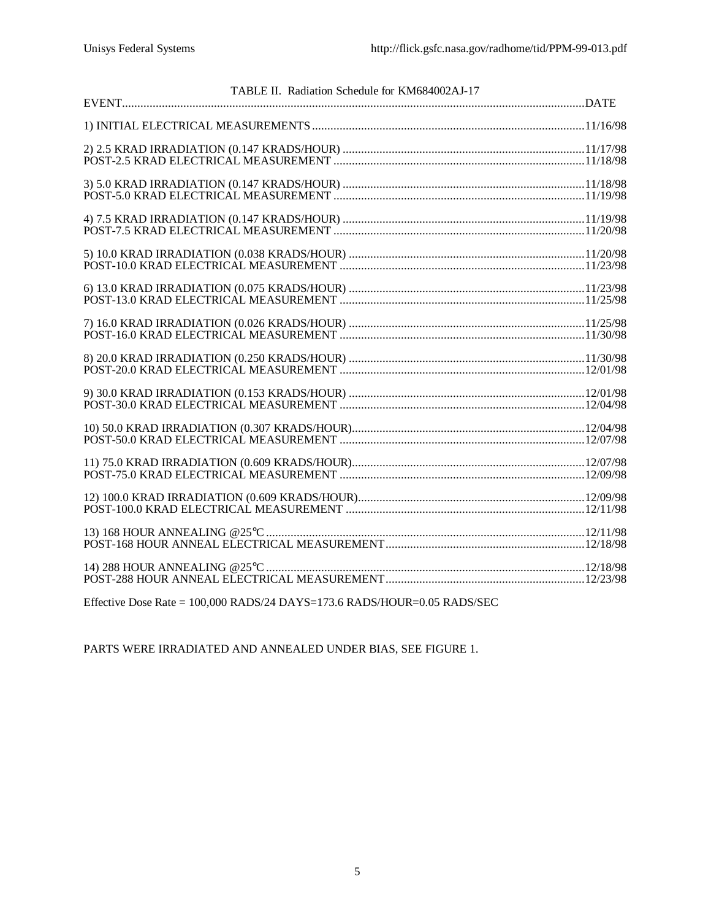TABLE II. Radiation Schedule for KM684002AJ-17

| EVENT | DATE |
|---|---|
| 1) INITIAL ELECTRICAL MEASUREMENTS | 11/16/98 |
| 2) 2.5 KRAD IRRADIATION (0.147 KRADS/HOUR) | 11/17/98 |
| POST-2.5 KRAD ELECTRICAL MEASUREMENT | 11/18/98 |
| 3) 5.0 KRAD IRRADIATION (0.147 KRADS/HOUR) | 11/18/98 |
| POST-5.0 KRAD ELECTRICAL MEASUREMENT | 11/19/98 |
| 4) 7.5 KRAD IRRADIATION (0.147 KRADS/HOUR) | 11/19/98 |
| POST-7.5 KRAD ELECTRICAL MEASUREMENT | 11/20/98 |
| 5) 10.0 KRAD IRRADIATION (0.038 KRADS/HOUR) | 11/20/98 |
| POST-10.0 KRAD ELECTRICAL MEASUREMENT | 11/23/98 |
| 6) 13.0 KRAD IRRADIATION (0.075 KRADS/HOUR) | 11/23/98 |
| POST-13.0 KRAD ELECTRICAL MEASUREMENT | 11/25/98 |
| 7) 16.0 KRAD IRRADIATION (0.026 KRADS/HOUR) | 11/25/98 |
| POST-16.0 KRAD ELECTRICAL MEASUREMENT | 11/30/98 |
| 8) 20.0 KRAD IRRADIATION (0.250 KRADS/HOUR) | 11/30/98 |
| POST-20.0 KRAD ELECTRICAL MEASUREMENT | 12/01/98 |
| 9) 30.0 KRAD IRRADIATION (0.153 KRADS/HOUR) | 12/01/98 |
| POST-30.0 KRAD ELECTRICAL MEASUREMENT | 12/04/98 |
| 10) 50.0 KRAD IRRADIATION (0.307 KRADS/HOUR) | 12/04/98 |
| POST-50.0 KRAD ELECTRICAL MEASUREMENT | 12/07/98 |
| 11) 75.0 KRAD IRRADIATION (0.609 KRADS/HOUR) | 12/07/98 |
| POST-75.0 KRAD ELECTRICAL MEASUREMENT | 12/09/98 |
| 12) 100.0 KRAD IRRADIATION (0.609 KRADS/HOUR) | 12/09/98 |
| POST-100.0 KRAD ELECTRICAL MEASUREMENT | 12/11/98 |
| 13) 168 HOUR ANNEALING @25°C | 12/11/98 |
| POST-168 HOUR ANNEAL ELECTRICAL MEASUREMENT | 12/18/98 |
| 14) 288 HOUR ANNEALING @25°C | 12/18/98 |
| POST-288 HOUR ANNEAL ELECTRICAL MEASUREMENT | 12/23/98 |

Effective Dose Rate = 100,000 RADS/24 DAYS=173.6 RADS/HOUR=0.05 RADS/SEC

PARTS WERE IRRADIATED AND ANNEALED UNDER BIAS, SEE FIGURE 1.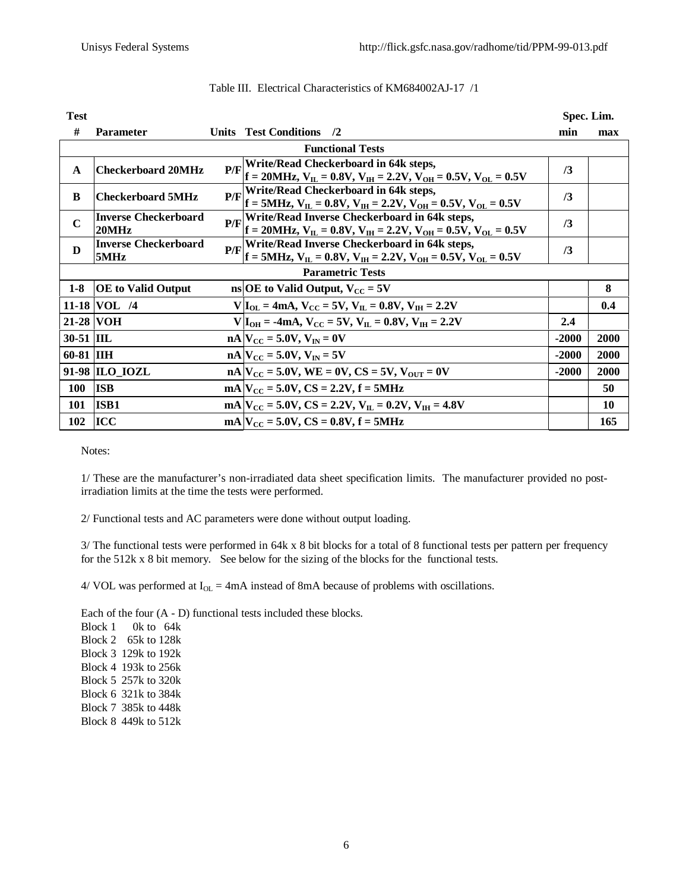Table III. Electrical Characteristics of KM684002AJ-17 /1

| Test # | Parameter | Units | Test Conditions /2 | Spec. Lim. min | Spec. Lim. max |
|---|---|---|---|---|---|
| **Functional Tests** | | | | | |
| **A** | **Checkerboard 20MHz** | **P/F** | **Write/Read Checkerboard in 64k steps, f = 20MHz, $V_{IL}$ = 0.8V, $V_{IH}$ = 2.2V, $V_{OH}$ = 0.5V, $V_{OL}$ = 0.5V** | **/3** | |
| **B** | **Checkerboard 5MHz** | **P/F** | **Write/Read Checkerboard in 64k steps, f = 5MHz, $V_{IL}$ = 0.8V, $V_{IH}$ = 2.2V, $V_{OH}$ = 0.5V, $V_{OL}$ = 0.5V** | **/3** | |
| **C** | **Inverse Checkerboard 20MHz** | **P/F** | **Write/Read Inverse Checkerboard in 64k steps, f = 20MHz, $V_{IL}$ = 0.8V, $V_{IH}$ = 2.2V, $V_{OH}$ = 0.5V, $V_{OL}$ = 0.5V** | **/3** | |
| **D** | **Inverse Checkerboard 5MHz** | **P/F** | **Write/Read Inverse Checkerboard in 64k steps, f = 5MHz, $V_{IL}$ = 0.8V, $V_{IH}$ = 2.2V, $V_{OH}$ = 0.5V, $V_{OL}$ = 0.5V** | **/3** | |
| **Parametric Tests** | | | | | |
| **1-8** | **OE to Valid Output** | **ns** | **OE to Valid Output, $V_{CC}$ = 5V** | | **8** |
| **11-18** | **VOL /4** | **V** | **$I_{OL}$ = 4mA, $V_{CC}$ = 5V, $V_{IL}$ = 0.8V, $V_{IH}$ = 2.2V** | | **0.4** |
| **21-28** | **VOH** | **V** | **$I_{OH}$ = -4mA, $V_{CC}$ = 5V, $V_{IL}$ = 0.8V, $V_{IH}$ = 2.2V** | **2.4** | |
| **30-51** | **IIL** | **nA** | **$V_{CC}$ = 5.0V, $V_{IN}$ = 0V** | **-2000** | **2000** |
| **60-81** | **IIH** | **nA** | **$V_{CC}$ = 5.0V, $V_{IN}$ = 5V** | **-2000** | **2000** |
| **91-98** | **ILO_IOZL** | **nA** | **$V_{CC}$ = 5.0V, WE = 0V, CS = 5V, $V_{OUT}$ = 0V** | **-2000** | **2000** |
| **100** | **ISB** | **mA** | **$V_{CC}$ = 5.0V, CS = 2.2V, f = 5MHz** | | **50** |
| **101** | **ISB1** | **mA** | **$V_{CC}$ = 5.0V, CS = 2.2V, $V_{IL}$ = 0.2V, $V_{IH}$ = 4.8V** | | **10** |
| **102** | **ICC** | **mA** | **$V_{CC}$ = 5.0V, CS = 0.8V, f = 5MHz** | | **165** |

Notes:

1/ These are the manufacturer's non-irradiated data sheet specification limits. The manufacturer provided no post-irradiation limits at the time the tests were performed.

2/ Functional tests and AC parameters were done without output loading.

3/ The functional tests were performed in 64k x 8 bit blocks for a total of 8 functional tests per pattern per frequency for the 512k x 8 bit memory. See below for the sizing of the blocks for the functional tests.

4/ VOL was performed at $I_{OL}$ = 4mA instead of 8mA because of problems with oscillations.

Each of the four (A - D) functional tests included these blocks.

Block 1 0k to 64k
Block 2 65k to 128k
Block 3 129k to 192k
Block 4 193k to 256k
Block 5 257k to 320k
Block 6 321k to 384k
Block 7 385k to 448k
Block 8 449k to 512k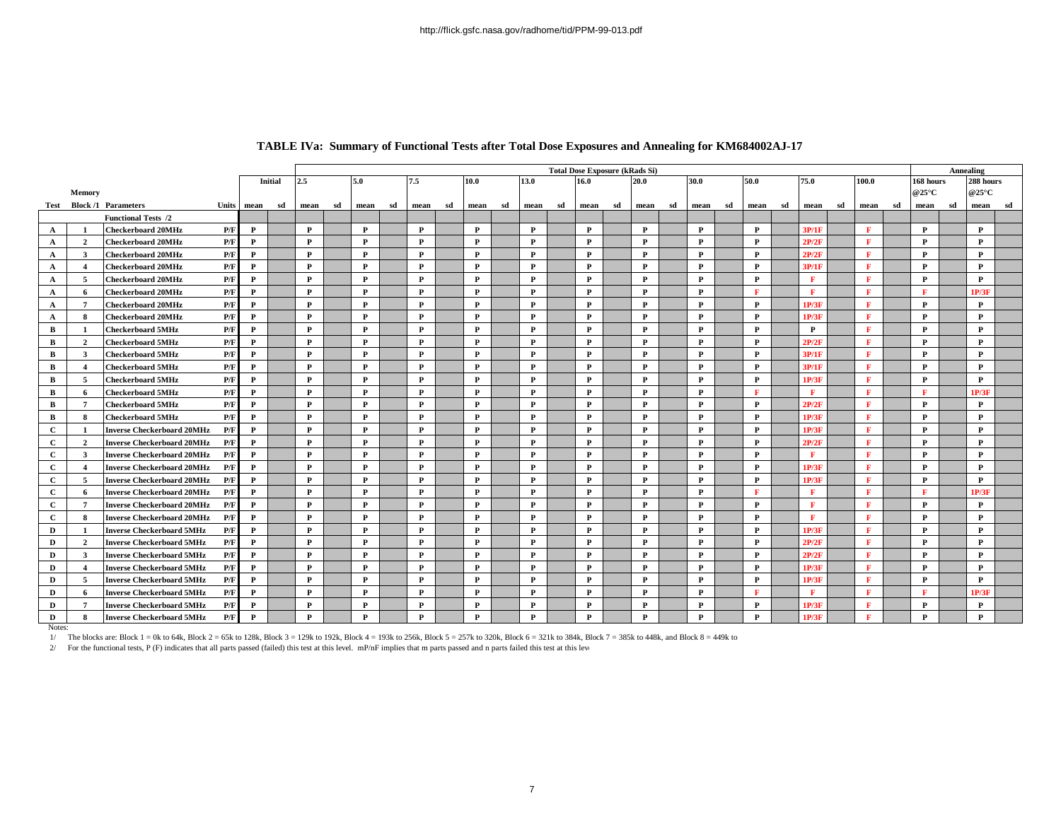http://flick.gsfc.nasa.gov/radhome/tid/PPM-99-013.pdf

# TABLE IVa: Summary of Functional Tests after Total Dose Exposures and Annealing for KM684002AJ-17

| | | | | Total Dose Exposure (kRads Si) | | | | | | | | | | | | | | | | | | | | | | | | | | Annealing | | | |
|---|---|---|---|---|---|---|---|---|---|---|---|---|---|---|---|---|---|---|---|---|---|---|---|---|---|---|---|---|---|---|---|---|---|
| | | | | Initial | | 2.5 | | 5.0 | | 7.5 | | 10.0 | | 13.0 | | 16.0 | | 20.0 | | 30.0 | | 50.0 | | 75.0 | | 100.0 | | 168 hours @25°C | | 288 hours @25°C | |
| Test | Memory Block /1 | Parameters | Units | mean | sd | mean | sd | mean | sd | mean | sd | mean | sd | mean | sd | mean | sd | mean | sd | mean | sd | mean | sd | mean | sd | mean | sd | mean | sd | mean | sd |
| | | Functional Tests /2 | | | | | | | | | | | | | | | | | | | | | | | | | | | | | |
| A | 1 | Checkerboard 20MHz | P/F | P | | P | | P | | P | | P | | P | | P | | P | | P | | P | | 3P/1F | | F | | P | | P | |
| A | 2 | Checkerboard 20MHz | P/F | P | | P | | P | | P | | P | | P | | P | | P | | P | | P | | 2P/2F | | F | | P | | P | |
| A | 3 | Checkerboard 20MHz | P/F | P | | P | | P | | P | | P | | P | | P | | P | | P | | P | | 2P/2F | | F | | P | | P | |
| A | 4 | Checkerboard 20MHz | P/F | P | | P | | P | | P | | P | | P | | P | | P | | P | | P | | 3P/1F | | F | | P | | P | |
| A | 5 | Checkerboard 20MHz | P/F | P | | P | | P | | P | | P | | P | | P | | P | | P | | P | | F | | F | | P | | P | |
| A | 6 | Checkerboard 20MHz | P/F | P | | P | | P | | P | | P | | P | | P | | P | | P | | F | | F | | F | | F | | 1P/3F | |
| A | 7 | Checkerboard 20MHz | P/F | P | | P | | P | | P | | P | | P | | P | | P | | P | | P | | 1P/3F | | F | | P | | P | |
| A | 8 | Checkerboard 20MHz | P/F | P | | P | | P | | P | | P | | P | | P | | P | | P | | P | | 1P/3F | | F | | P | | P | |
| B | 1 | Checkerboard 5MHz | P/F | P | | P | | P | | P | | P | | P | | P | | P | | P | | P | | P | | F | | P | | P | |
| B | 2 | Checkerboard 5MHz | P/F | P | | P | | P | | P | | P | | P | | P | | P | | P | | P | | 2P/2F | | F | | P | | P | |
| B | 3 | Checkerboard 5MHz | P/F | P | | P | | P | | P | | P | | P | | P | | P | | P | | P | | 3P/1F | | F | | P | | P | |
| B | 4 | Checkerboard 5MHz | P/F | P | | P | | P | | P | | P | | P | | P | | P | | P | | P | | 3P/1F | | F | | P | | P | |
| B | 5 | Checkerboard 5MHz | P/F | P | | P | | P | | P | | P | | P | | P | | P | | P | | P | | 1P/3F | | F | | P | | P | |
| B | 6 | Checkerboard 5MHz | P/F | P | | P | | P | | P | | P | | P | | P | | P | | P | | F | | F | | F | | F | | 1P/3F | |
| B | 7 | Checkerboard 5MHz | P/F | P | | P | | P | | P | | P | | P | | P | | P | | P | | P | | 2P/2F | | F | | P | | P | |
| B | 8 | Checkerboard 5MHz | P/F | P | | P | | P | | P | | P | | P | | P | | P | | P | | P | | 1P/3F | | F | | P | | P | |
| C | 1 | Inverse Checkerboard 20MHz | P/F | P | | P | | P | | P | | P | | P | | P | | P | | P | | P | | 1P/3F | | F | | P | | P | |
| C | 2 | Inverse Checkerboard 20MHz | P/F | P | | P | | P | | P | | P | | P | | P | | P | | P | | P | | 2P/2F | | F | | P | | P | |
| C | 3 | Inverse Checkerboard 20MHz | P/F | P | | P | | P | | P | | P | | P | | P | | P | | P | | P | | F | | F | | P | | P | |
| C | 4 | Inverse Checkerboard 20MHz | P/F | P | | P | | P | | P | | P | | P | | P | | P | | P | | P | | 1P/3F | | F | | P | | P | |
| C | 5 | Inverse Checkerboard 20MHz | P/F | P | | P | | P | | P | | P | | P | | P | | P | | P | | P | | 1P/3F | | F | | P | | P | |
| C | 6 | Inverse Checkerboard 20MHz | P/F | P | | P | | P | | P | | P | | P | | P | | P | | P | | F | | F | | F | | F | | 1P/3F | |
| C | 7 | Inverse Checkerboard 20MHz | P/F | P | | P | | P | | P | | P | | P | | P | | P | | P | | P | | F | | F | | P | | P | |
| C | 8 | Inverse Checkerboard 20MHz | P/F | P | | P | | P | | P | | P | | P | | P | | P | | P | | P | | F | | F | | P | | P | |
| D | 1 | Inverse Checkerboard 5MHz | P/F | P | | P | | P | | P | | P | | P | | P | | P | | P | | P | | 1P/3F | | F | | P | | P | |
| D | 2 | Inverse Checkerboard 5MHz | P/F | P | | P | | P | | P | | P | | P | | P | | P | | P | | P | | 2P/2F | | F | | P | | P | |
| D | 3 | Inverse Checkerboard 5MHz | P/F | P | | P | | P | | P | | P | | P | | P | | P | | P | | P | | 2P/2F | | F | | P | | P | |
| D | 4 | Inverse Checkerboard 5MHz | P/F | P | | P | | P | | P | | P | | P | | P | | P | | P | | P | | 1P/3F | | F | | P | | P | |
| D | 5 | Inverse Checkerboard 5MHz | P/F | P | | P | | P | | P | | P | | P | | P | | P | | P | | P | | 1P/3F | | F | | P | | P | |
| D | 6 | Inverse Checkerboard 5MHz | P/F | P | | P | | P | | P | | P | | P | | P | | P | | P | | F | | F | | F | | F | | 1P/3F | |
| D | 7 | Inverse Checkerboard 5MHz | P/F | P | | P | | P | | P | | P | | P | | P | | P | | P | | P | | 1P/3F | | F | | P | | P | |
| D | 8 | Inverse Checkerboard 5MHz | P/F | P | | P | | P | | P | | P | | P | | P | | P | | P | | P | | 1P/3F | | F | | P | | P | |

Notes:

1/ The blocks are: Block 1 = 0k to 64k, Block 2 = 65k to 128k, Block 3 = 129k to 192k, Block 4 = 193k to 256k, Block 5 = 257k to 320k, Block 6 = 321k to 384k, Block 7 = 385k to 448k, and Block 8 = 449k to

2/ For the functional tests, P (F) indicates that all parts passed (failed) this test at this level. mP/nF implies that m parts passed and n parts failed this test at this lev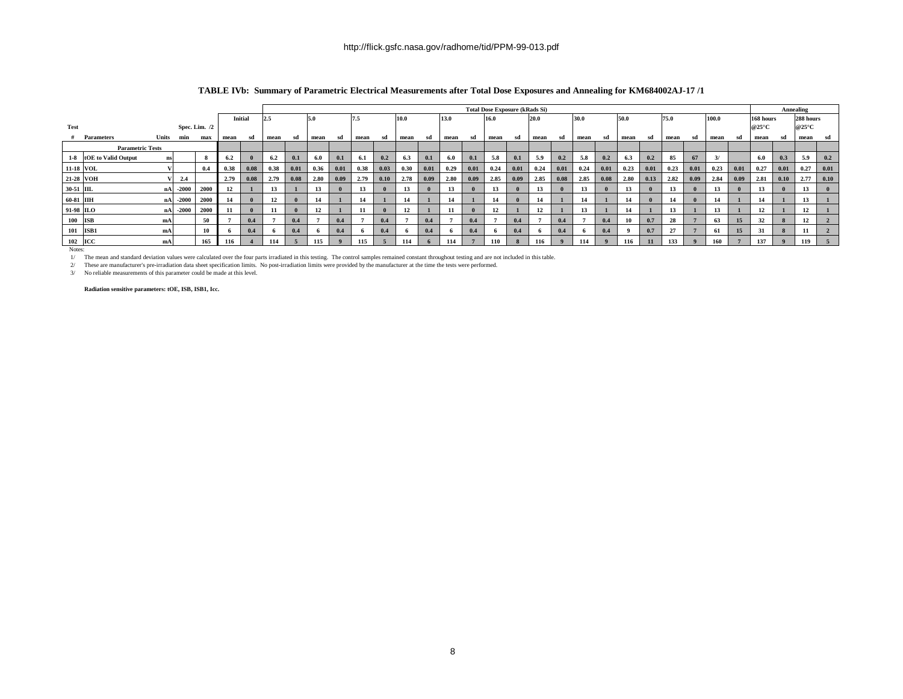http://flick.gsfc.nasa.gov/radhome/tid/PPM-99-013.pdf

## TABLE IVb: Summary of Parametric Electrical Measurements after Total Dose Exposures and Annealing for KM684002AJ-17 /1

| Test # | Parameters | Units | Spec. Lim. /2 min | Spec. Lim. /2 max | Initial mean | Initial sd | 2.5 mean | 2.5 sd | 5.0 mean | 5.0 sd | 7.5 mean | 7.5 sd | 10.0 mean | 10.0 sd | 13.0 mean | 13.0 sd | 16.0 mean | 16.0 sd | 20.0 mean | 20.0 sd | 30.0 mean | 30.0 sd | 50.0 mean | 50.0 sd | 75.0 mean | 75.0 sd | 100.0 mean | 100.0 sd | 168 hours @25°C mean | 168 hours @25°C sd | 288 hours @25°C mean | 288 hours @25°C sd |
|---|---|---|---|---|---|---|---|---|---|---|---|---|---|---|---|---|---|---|---|---|---|---|---|---|---|---|---|---|---|---|---|---|
| | **Parametric Tests** | | | | | | | | | | | | | | | | | | | | | | | | | | | | | | | |
| 1-8 | tOE to Valid Output | ns | | 8 | 6.2 | 0 | 6.2 | 0.1 | 6.0 | 0.1 | 6.1 | 0.2 | 6.3 | 0.1 | 6.0 | 0.1 | 5.8 | 0.1 | 5.9 | 0.2 | 5.8 | 0.2 | 6.3 | 0.2 | 85 | 67 | 3/ | | 6.0 | 0.3 | 5.9 | 0.2 |
| 11-18 | VOL | V | | 0.4 | 0.38 | 0.08 | 0.38 | 0.01 | 0.36 | 0.01 | 0.38 | 0.03 | 0.30 | 0.01 | 0.29 | 0.01 | 0.24 | 0.01 | 0.24 | 0.01 | 0.24 | 0.01 | 0.23 | 0.01 | 0.23 | 0.01 | 0.23 | 0.01 | 0.27 | 0.01 | 0.27 | 0.01 |
| 21-28 | VOH | V | 2.4 | | 2.79 | 0.08 | 2.79 | 0.08 | 2.80 | 0.09 | 2.79 | 0.10 | 2.78 | 0.09 | 2.80 | 0.09 | 2.85 | 0.09 | 2.85 | 0.08 | 2.85 | 0.08 | 2.80 | 0.13 | 2.82 | 0.09 | 2.84 | 0.09 | 2.81 | 0.10 | 2.77 | 0.10 |
| 30-51 | IIL | nA | -2000 | 2000 | 12 | 1 | 13 | 1 | 13 | 0 | 13 | 0 | 13 | 0 | 13 | 0 | 13 | 0 | 13 | 0 | 13 | 0 | 13 | 0 | 13 | 0 | 13 | 0 | 13 | 0 | 13 | 0 |
| 60-81 | IIH | nA | -2000 | 2000 | 14 | 0 | 12 | 0 | 14 | 1 | 14 | 1 | 14 | 1 | 14 | 1 | 14 | 0 | 14 | 1 | 14 | 1 | 14 | 0 | 14 | 0 | 14 | 1 | 14 | 1 | 13 | 1 |
| 91-98 | ILO | nA | -2000 | 2000 | 11 | 0 | 11 | 0 | 12 | 1 | 11 | 0 | 12 | 1 | 11 | 0 | 12 | 1 | 12 | 1 | 13 | 1 | 14 | 1 | 13 | 1 | 13 | 1 | 12 | 1 | 12 | 1 |
| 100 | ISB | mA | | 50 | 7 | 0.4 | 7 | 0.4 | 7 | 0.4 | 7 | 0.4 | 7 | 0.4 | 7 | 0.4 | 7 | 0.4 | 7 | 0.4 | 7 | 0.4 | 10 | 0.7 | 28 | 7 | 63 | 15 | 32 | 8 | 12 | 2 |
| 101 | ISB1 | mA | | 10 | 6 | 0.4 | 6 | 0.4 | 6 | 0.4 | 6 | 0.4 | 6 | 0.4 | 6 | 0.4 | 6 | 0.4 | 6 | 0.4 | 6 | 0.4 | 9 | 0.7 | 27 | 7 | 61 | 15 | 31 | 8 | 11 | 2 |
| 102 | ICC | mA | | 165 | 116 | 4 | 114 | 5 | 115 | 9 | 115 | 5 | 114 | 6 | 114 | 7 | 110 | 8 | 116 | 9 | 114 | 9 | 116 | 11 | 133 | 9 | 160 | 7 | 137 | 9 | 119 | 5 |

Total Dose Exposure (kRads Si): columns 2.5 through 100.0. Annealing: columns 168 hours and 288 hours.

Notes:

1/ The mean and standard deviation values were calculated over the four parts irradiated in this testing. The control samples remained constant throughout testing and are not included in this table.

2/ These are manufacturer's pre-irradiation data sheet specification limits. No post-irradiation limits were provided by the manufacturer at the time the tests were performed.

3/ No reliable measurements of this parameter could be made at this level.

**Radiation sensitive parameters: tOE, ISB, ISB1, Icc.**